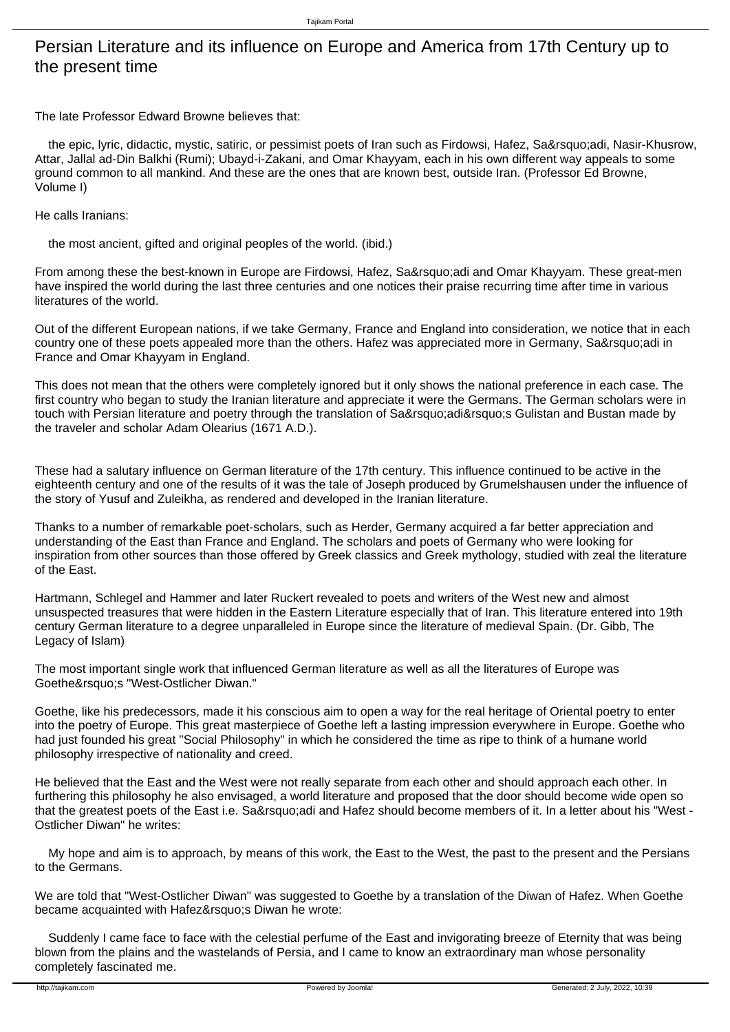# Persian Literature and its influence on Europe and America from 17th Century up to the present time

The late Professor Edward Browne believes that:

> the epic, lyric, didactic, mystic, satiric, or pessimist poets of Iran such as Firdowsi, Hafez, Sa&rsquo;adi, Nasir-Khusrow, Attar, Jallal ad-Din Balkhi (Rumi); Ubayd-i-Zakani, and Omar Khayyam, each in his own different way appeals to some ground common to all mankind. And these are the ones that are known best, outside Iran. (Professor Ed Browne, Volume I)

He calls Iranians:

> the most ancient, gifted and original peoples of the world. (ibid.)

From among these the best-known in Europe are Firdowsi, Hafez, Sa&rsquo;adi and Omar Khayyam. These great-men have inspired the world during the last three centuries and one notices their praise recurring time after time in various literatures of the world.

Out of the different European nations, if we take Germany, France and England into consideration, we notice that in each country one of these poets appealed more than the others. Hafez was appreciated more in Germany, Sa&rsquo;adi in France and Omar Khayyam in England.

This does not mean that the others were completely ignored but it only shows the national preference in each case. The first country who began to study the Iranian literature and appreciate it were the Germans. The German scholars were in touch with Persian literature and poetry through the translation of Sa&rsquo;adi&rsquo;s Gulistan and Bustan made by the traveler and scholar Adam Olearius (1671 A.D.).

These had a salutary influence on German literature of the 17th century. This influence continued to be active in the eighteenth century and one of the results of it was the tale of Joseph produced by Grumelshausen under the influence of the story of Yusuf and Zuleikha, as rendered and developed in the Iranian literature.

Thanks to a number of remarkable poet-scholars, such as Herder, Germany acquired a far better appreciation and understanding of the East than France and England. The scholars and poets of Germany who were looking for inspiration from other sources than those offered by Greek classics and Greek mythology, studied with zeal the literature of the East.

Hartmann, Schlegel and Hammer and later Ruckert revealed to poets and writers of the West new and almost unsuspected treasures that were hidden in the Eastern Literature especially that of Iran. This literature entered into 19th century German literature to a degree unparalleled in Europe since the literature of medieval Spain. (Dr. Gibb, The Legacy of Islam)

The most important single work that influenced German literature as well as all the literatures of Europe was Goethe&rsquo;s "West-Ostlicher Diwan."

Goethe, like his predecessors, made it his conscious aim to open a way for the real heritage of Oriental poetry to enter into the poetry of Europe. This great masterpiece of Goethe left a lasting impression everywhere in Europe. Goethe who had just founded his great "Social Philosophy" in which he considered the time as ripe to think of a humane world philosophy irrespective of nationality and creed.

He believed that the East and the West were not really separate from each other and should approach each other. In furthering this philosophy he also envisaged, a world literature and proposed that the door should become wide open so that the greatest poets of the East i.e. Sa&rsquo;adi and Hafez should become members of it. In a letter about his "West - Ostlicher Diwan" he writes:

> My hope and aim is to approach, by means of this work, the East to the West, the past to the present and the Persians to the Germans.

We are told that "West-Ostlicher Diwan" was suggested to Goethe by a translation of the Diwan of Hafez. When Goethe became acquainted with Hafez&rsquo;s Diwan he wrote:

> Suddenly I came face to face with the celestial perfume of the East and invigorating breeze of Eternity that was being blown from the plains and the wastelands of Persia, and I came to know an extraordinary man whose personality completely fascinated me.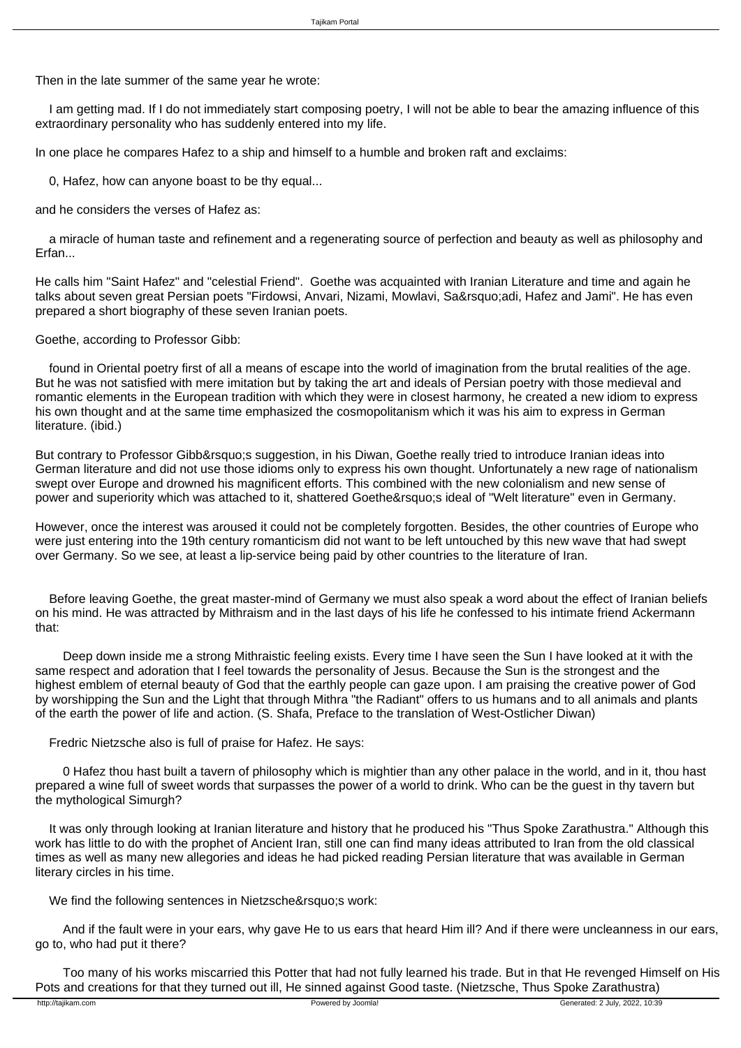Then in the late summer of the same year he wrote:

> I am getting mad. If I do not immediately start composing poetry, I will not be able to bear the amazing influence of this extraordinary personality who has suddenly entered into my life.

In one place he compares Hafez to a ship and himself to a humble and broken raft and exclaims:

> 0, Hafez, how can anyone boast to be thy equal...

and he considers the verses of Hafez as:

> a miracle of human taste and refinement and a regenerating source of perfection and beauty as well as philosophy and Erfan...

He calls him "Saint Hafez" and "celestial Friend". Goethe was acquainted with Iranian Literature and time and again he talks about seven great Persian poets "Firdowsi, Anvari, Nizami, Mowlavi, Sa&rsquo;adi, Hafez and Jami". He has even prepared a short biography of these seven Iranian poets.

Goethe, according to Professor Gibb:

> found in Oriental poetry first of all a means of escape into the world of imagination from the brutal realities of the age. But he was not satisfied with mere imitation but by taking the art and ideals of Persian poetry with those medieval and romantic elements in the European tradition with which they were in closest harmony, he created a new idiom to express his own thought and at the same time emphasized the cosmopolitanism which it was his aim to express in German literature. (ibid.)

But contrary to Professor Gibb&rsquo;s suggestion, in his Diwan, Goethe really tried to introduce Iranian ideas into German literature and did not use those idioms only to express his own thought. Unfortunately a new rage of nationalism swept over Europe and drowned his magnificent efforts. This combined with the new colonialism and new sense of power and superiority which was attached to it, shattered Goethe&rsquo;s ideal of "Welt literature" even in Germany.

However, once the interest was aroused it could not be completely forgotten. Besides, the other countries of Europe who were just entering into the 19th century romanticism did not want to be left untouched by this new wave that had swept over Germany. So we see, at least a lip-service being paid by other countries to the literature of Iran.

Before leaving Goethe, the great master-mind of Germany we must also speak a word about the effect of Iranian beliefs on his mind. He was attracted by Mithraism and in the last days of his life he confessed to his intimate friend Ackermann that:

> Deep down inside me a strong Mithraistic feeling exists. Every time I have seen the Sun I have looked at it with the same respect and adoration that I feel towards the personality of Jesus. Because the Sun is the strongest and the highest emblem of eternal beauty of God that the earthly people can gaze upon. I am praising the creative power of God by worshipping the Sun and the Light that through Mithra "the Radiant" offers to us humans and to all animals and plants of the earth the power of life and action. (S. Shafa, Preface to the translation of West-Ostlicher Diwan)

Fredric Nietzsche also is full of praise for Hafez. He says:

> 0 Hafez thou hast built a tavern of philosophy which is mightier than any other palace in the world, and in it, thou hast prepared a wine full of sweet words that surpasses the power of a world to drink. Who can be the guest in thy tavern but the mythological Simurgh?

It was only through looking at Iranian literature and history that he produced his "Thus Spoke Zarathustra." Although this work has little to do with the prophet of Ancient Iran, still one can find many ideas attributed to Iran from the old classical times as well as many new allegories and ideas he had picked reading Persian literature that was available in German literary circles in his time.

We find the following sentences in Nietzsche&rsquo;s work:

> And if the fault were in your ears, why gave He to us ears that heard Him ill? And if there were uncleanness in our ears, go to, who had put it there?
>
> Too many of his works miscarried this Potter that had not fully learned his trade. But in that He revenged Himself on His Pots and creations for that they turned out ill, He sinned against Good taste. (Nietzsche, Thus Spoke Zarathustra)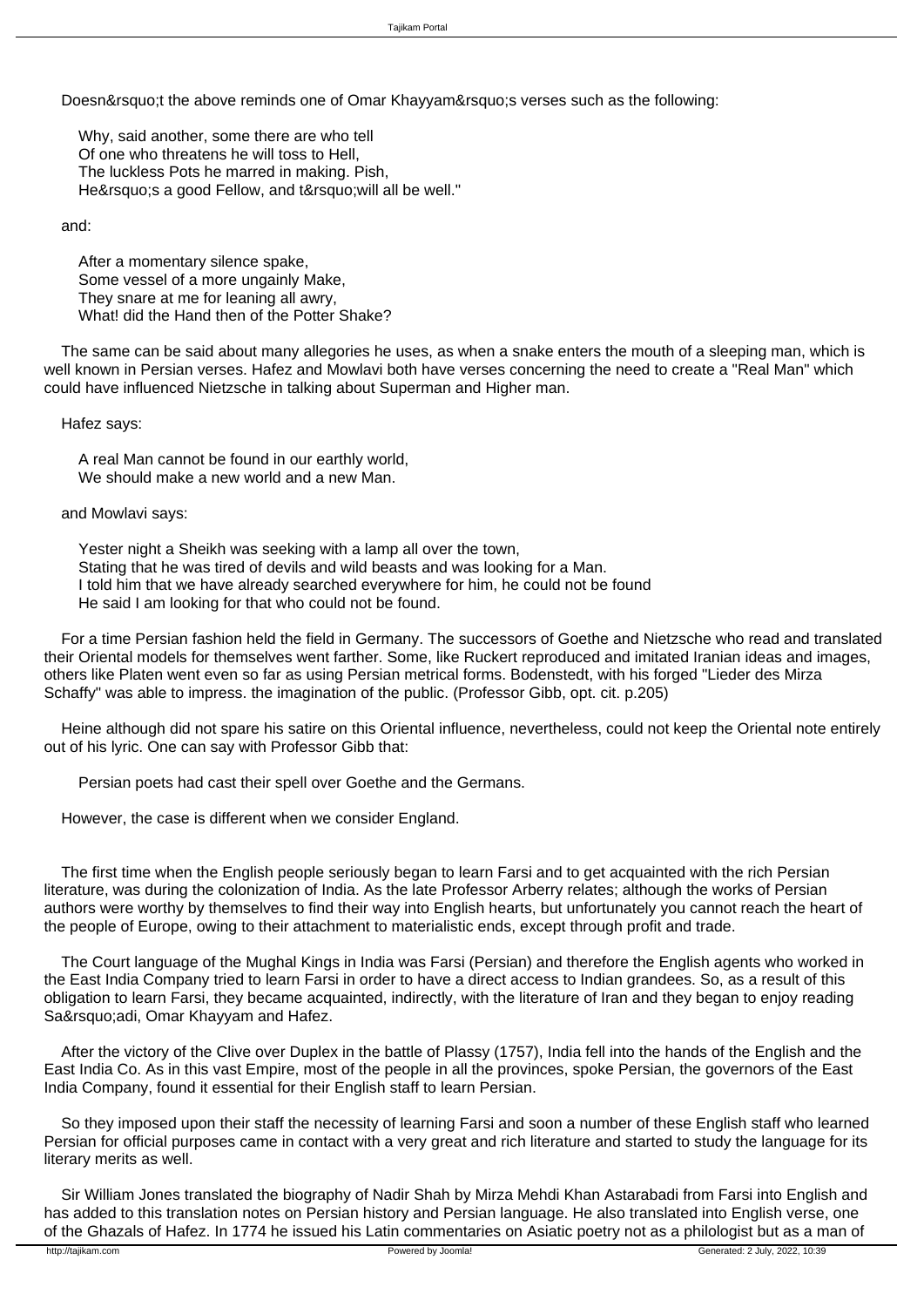Doesn&rsquo;t the above reminds one of Omar Khayyam&rsquo;s verses such as the following:

> Why, said another, some there are who tell
> Of one who threatens he will toss to Hell,
> The luckless Pots he marred in making. Pish,
> He&rsquo;s a good Fellow, and t&rsquo;will all be well."

and:

> After a momentary silence spake,
> Some vessel of a more ungainly Make,
> They snare at me for leaning all awry,
> What! did the Hand then of the Potter Shake?

The same can be said about many allegories he uses, as when a snake enters the mouth of a sleeping man, which is well known in Persian verses. Hafez and Mowlavi both have verses concerning the need to create a "Real Man" which could have influenced Nietzsche in talking about Superman and Higher man.

Hafez says:

> A real Man cannot be found in our earthly world,
> We should make a new world and a new Man.

and Mowlavi says:

> Yester night a Sheikh was seeking with a lamp all over the town,
> Stating that he was tired of devils and wild beasts and was looking for a Man.
> I told him that we have already searched everywhere for him, he could not be found
> He said I am looking for that who could not be found.

For a time Persian fashion held the field in Germany. The successors of Goethe and Nietzsche who read and translated their Oriental models for themselves went farther. Some, like Ruckert reproduced and imitated Iranian ideas and images, others like Platen went even so far as using Persian metrical forms. Bodenstedt, with his forged "Lieder des Mirza Schaffy" was able to impress. the imagination of the public. (Professor Gibb, opt. cit. p.205)

Heine although did not spare his satire on this Oriental influence, nevertheless, could not keep the Oriental note entirely out of his lyric. One can say with Professor Gibb that:

> Persian poets had cast their spell over Goethe and the Germans.

However, the case is different when we consider England.

The first time when the English people seriously began to learn Farsi and to get acquainted with the rich Persian literature, was during the colonization of India. As the late Professor Arberry relates; although the works of Persian authors were worthy by themselves to find their way into English hearts, but unfortunately you cannot reach the heart of the people of Europe, owing to their attachment to materialistic ends, except through profit and trade.

The Court language of the Mughal Kings in India was Farsi (Persian) and therefore the English agents who worked in the East India Company tried to learn Farsi in order to have a direct access to Indian grandees. So, as a result of this obligation to learn Farsi, they became acquainted, indirectly, with the literature of Iran and they began to enjoy reading Sa&rsquo;adi, Omar Khayyam and Hafez.

After the victory of the Clive over Duplex in the battle of Plassy (1757), India fell into the hands of the English and the East India Co. As in this vast Empire, most of the people in all the provinces, spoke Persian, the governors of the East India Company, found it essential for their English staff to learn Persian.

So they imposed upon their staff the necessity of learning Farsi and soon a number of these English staff who learned Persian for official purposes came in contact with a very great and rich literature and started to study the language for its literary merits as well.

Sir William Jones translated the biography of Nadir Shah by Mirza Mehdi Khan Astarabadi from Farsi into English and has added to this translation notes on Persian history and Persian language. He also translated into English verse, one of the Ghazals of Hafez. In 1774 he issued his Latin commentaries on Asiatic poetry not as a philologist but as a man of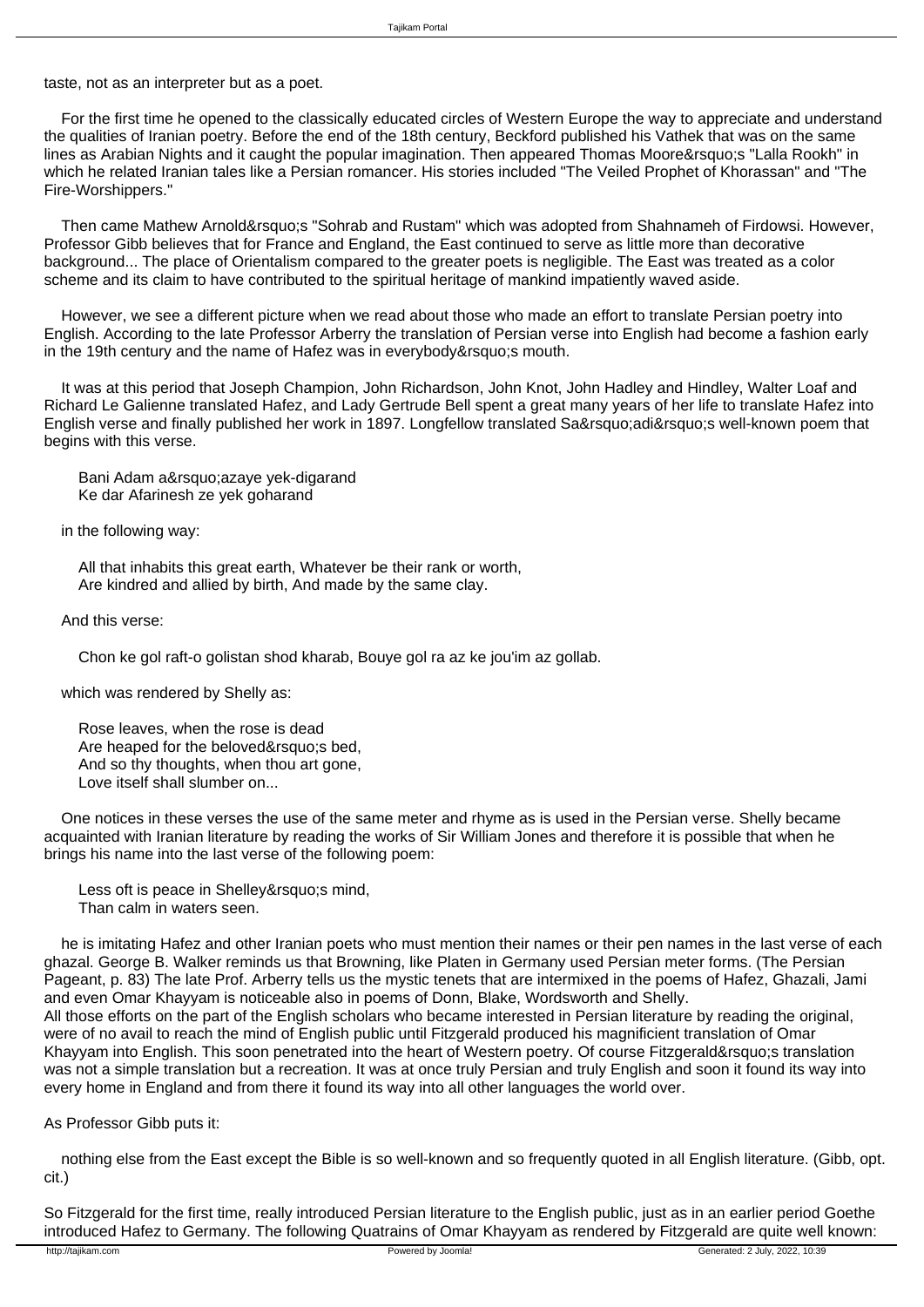taste, not as an interpreter but as a poet.

For the first time he opened to the classically educated circles of Western Europe the way to appreciate and understand the qualities of Iranian poetry. Before the end of the 18th century, Beckford published his Vathek that was on the same lines as Arabian Nights and it caught the popular imagination. Then appeared Thomas Moore&rsquo;s "Lalla Rookh" in which he related Iranian tales like a Persian romancer. His stories included "The Veiled Prophet of Khorassan" and "The Fire-Worshippers."

Then came Mathew Arnold&rsquo;s "Sohrab and Rustam" which was adopted from Shahnameh of Firdowsi. However, Professor Gibb believes that for France and England, the East continued to serve as little more than decorative background... The place of Orientalism compared to the greater poets is negligible. The East was treated as a color scheme and its claim to have contributed to the spiritual heritage of mankind impatiently waved aside.

However, we see a different picture when we read about those who made an effort to translate Persian poetry into English. According to the late Professor Arberry the translation of Persian verse into English had become a fashion early in the 19th century and the name of Hafez was in everybody&rsquo;s mouth.

It was at this period that Joseph Champion, John Richardson, John Knot, John Hadley and Hindley, Walter Loaf and Richard Le Galienne translated Hafez, and Lady Gertrude Bell spent a great many years of her life to translate Hafez into English verse and finally published her work in 1897. Longfellow translated Sa&rsquo;adi&rsquo;s well-known poem that begins with this verse.

Bani Adam a&rsquo;azaye yek-digarand
Ke dar Afarinesh ze yek goharand

in the following way:

All that inhabits this great earth, Whatever be their rank or worth,
Are kindred and allied by birth, And made by the same clay.

And this verse:

Chon ke gol raft-o golistan shod kharab, Bouye gol ra az ke jou'im az gollab.

which was rendered by Shelly as:

Rose leaves, when the rose is dead
Are heaped for the beloved&rsquo;s bed,
And so thy thoughts, when thou art gone,
Love itself shall slumber on...

One notices in these verses the use of the same meter and rhyme as is used in the Persian verse. Shelly became acquainted with Iranian literature by reading the works of Sir William Jones and therefore it is possible that when he brings his name into the last verse of the following poem:

Less oft is peace in Shelley&rsquo;s mind,
Than calm in waters seen.

he is imitating Hafez and other Iranian poets who must mention their names or their pen names in the last verse of each ghazal. George B. Walker reminds us that Browning, like Platen in Germany used Persian meter forms. (The Persian Pageant, p. 83) The late Prof. Arberry tells us the mystic tenets that are intermixed in the poems of Hafez, Ghazali, Jami and even Omar Khayyam is noticeable also in poems of Donn, Blake, Wordsworth and Shelly.
All those efforts on the part of the English scholars who became interested in Persian literature by reading the original, were of no avail to reach the mind of English public until Fitzgerald produced his magnificient translation of Omar Khayyam into English. This soon penetrated into the heart of Western poetry. Of course Fitzgerald&rsquo;s translation was not a simple translation but a recreation. It was at once truly Persian and truly English and soon it found its way into every home in England and from there it found its way into all other languages the world over.

As Professor Gibb puts it:

nothing else from the East except the Bible is so well-known and so frequently quoted in all English literature. (Gibb, opt. cit.)

So Fitzgerald for the first time, really introduced Persian literature to the English public, just as in an earlier period Goethe introduced Hafez to Germany. The following Quatrains of Omar Khayyam as rendered by Fitzgerald are quite well known: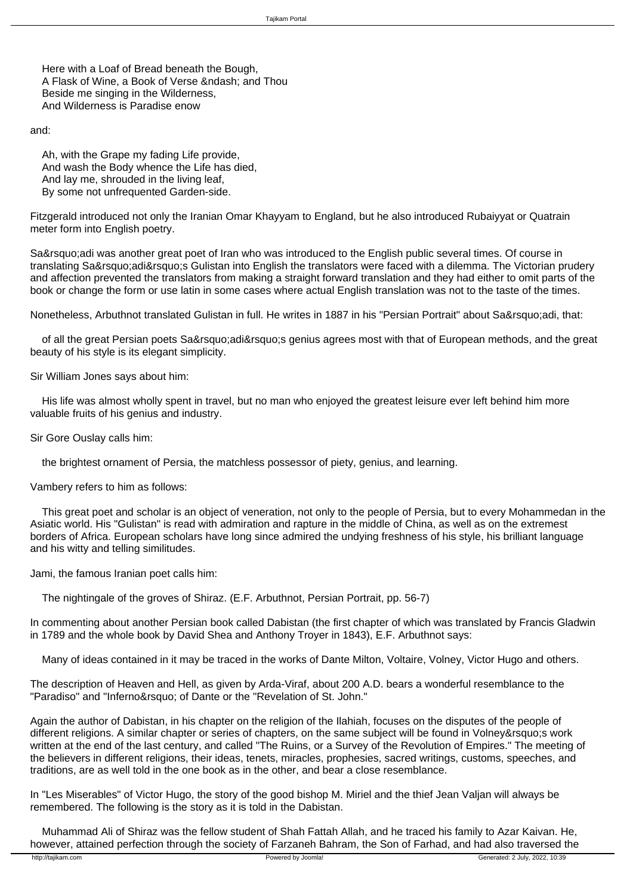Here with a Loaf of Bread beneath the Bough,  
A Flask of Wine, a Book of Verse &ndash; and Thou  
Beside me singing in the Wilderness,  
And Wilderness is Paradise enow

and:

Ah, with the Grape my fading Life provide,  
And wash the Body whence the Life has died,  
And lay me, shrouded in the living leaf,  
By some not unfrequented Garden-side.

Fitzgerald introduced not only the Iranian Omar Khayyam to England, but he also introduced Rubaiyyat or Quatrain meter form into English poetry.

Sa&rsquo;adi was another great poet of Iran who was introduced to the English public several times. Of course in translating Sa&rsquo;adi&rsquo;s Gulistan into English the translators were faced with a dilemma. The Victorian prudery and affection prevented the translators from making a straight forward translation and they had either to omit parts of the book or change the form or use latin in some cases where actual English translation was not to the taste of the times.

Nonetheless, Arbuthnot translated Gulistan in full. He writes in 1887 in his "Persian Portrait" about Sa&rsquo;adi, that:

> of all the great Persian poets Sa&rsquo;adi&rsquo;s genius agrees most with that of European methods, and the great beauty of his style is its elegant simplicity.

Sir William Jones says about him:

> His life was almost wholly spent in travel, but no man who enjoyed the greatest leisure ever left behind him more valuable fruits of his genius and industry.

Sir Gore Ouslay calls him:

> the brightest ornament of Persia, the matchless possessor of piety, genius, and learning.

Vambery refers to him as follows:

> This great poet and scholar is an object of veneration, not only to the people of Persia, but to every Mohammedan in the Asiatic world. His "Gulistan" is read with admiration and rapture in the middle of China, as well as on the extremest borders of Africa. European scholars have long since admired the undying freshness of his style, his brilliant language and his witty and telling similitudes.

Jami, the famous Iranian poet calls him:

> The nightingale of the groves of Shiraz. (E.F. Arbuthnot, Persian Portrait, pp. 56-7)

In commenting about another Persian book called Dabistan (the first chapter of which was translated by Francis Gladwin in 1789 and the whole book by David Shea and Anthony Troyer in 1843), E.F. Arbuthnot says:

> Many of ideas contained in it may be traced in the works of Dante Milton, Voltaire, Volney, Victor Hugo and others.

The description of Heaven and Hell, as given by Arda-Viraf, about 200 A.D. bears a wonderful resemblance to the "Paradiso" and "Inferno&rsquo; of Dante or the "Revelation of St. John."

Again the author of Dabistan, in his chapter on the religion of the Ilahiah, focuses on the disputes of the people of different religions. A similar chapter or series of chapters, on the same subject will be found in Volney&rsquo;s work written at the end of the last century, and called "The Ruins, or a Survey of the Revolution of Empires." The meeting of the believers in different religions, their ideas, tenets, miracles, prophesies, sacred writings, customs, speeches, and traditions, are as well told in the one book as in the other, and bear a close resemblance.

In "Les Miserables" of Victor Hugo, the story of the good bishop M. Miriel and the thief Jean Valjan will always be remembered. The following is the story as it is told in the Dabistan.

> Muhammad Ali of Shiraz was the fellow student of Shah Fattah Allah, and he traced his family to Azar Kaivan. He, however, attained perfection through the society of Farzaneh Bahram, the Son of Farhad, and had also traversed the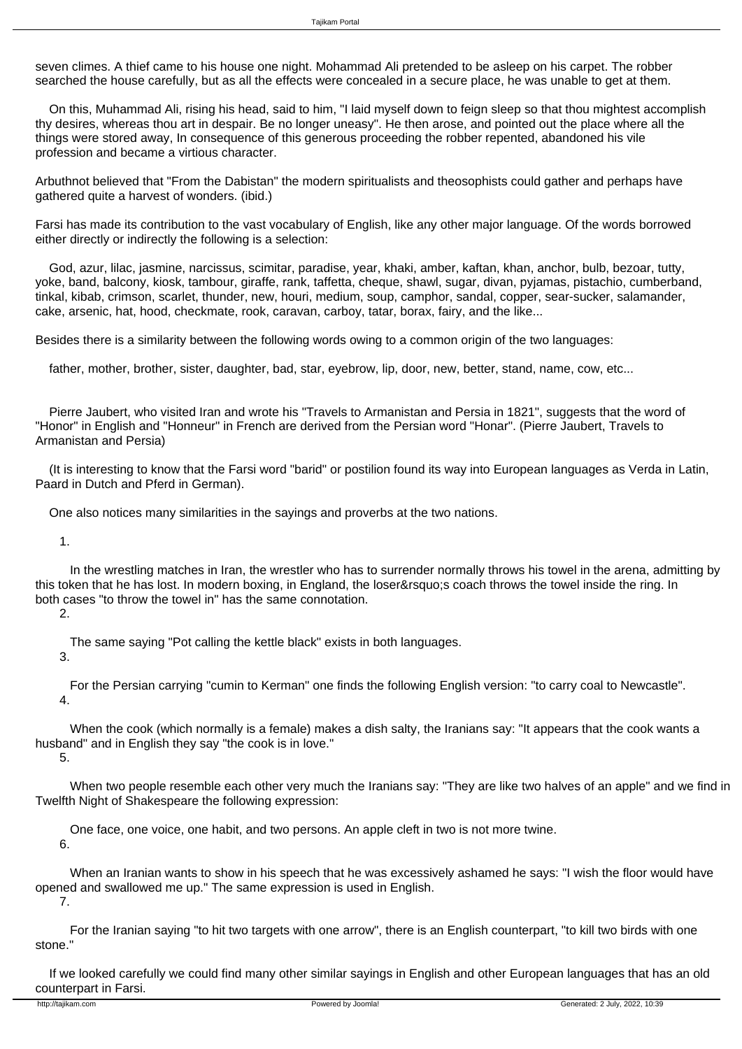seven climes. A thief came to his house one night. Mohammad Ali pretended to be asleep on his carpet. The robber searched the house carefully, but as all the effects were concealed in a secure place, he was unable to get at them.

On this, Muhammad Ali, rising his head, said to him, "I laid myself down to feign sleep so that thou mightest accomplish thy desires, whereas thou art in despair. Be no longer uneasy". He then arose, and pointed out the place where all the things were stored away, In consequence of this generous proceeding the robber repented, abandoned his vile profession and became a virtious character.

Arbuthnot believed that "From the Dabistan" the modern spiritualists and theosophists could gather and perhaps have gathered quite a harvest of wonders. (ibid.)

Farsi has made its contribution to the vast vocabulary of English, like any other major language. Of the words borrowed either directly or indirectly the following is a selection:

God, azur, lilac, jasmine, narcissus, scimitar, paradise, year, khaki, amber, kaftan, khan, anchor, bulb, bezoar, tutty, yoke, band, balcony, kiosk, tambour, giraffe, rank, taffetta, cheque, shawl, sugar, divan, pyjamas, pistachio, cumberband, tinkal, kibab, crimson, scarlet, thunder, new, houri, medium, soup, camphor, sandal, copper, sear-sucker, salamander, cake, arsenic, hat, hood, checkmate, rook, caravan, carboy, tatar, borax, fairy, and the like...

Besides there is a similarity between the following words owing to a common origin of the two languages:

father, mother, brother, sister, daughter, bad, star, eyebrow, lip, door, new, better, stand, name, cow, etc...

Pierre Jaubert, who visited Iran and wrote his "Travels to Armanistan and Persia in 1821", suggests that the word of "Honor" in English and "Honneur" in French are derived from the Persian word "Honar". (Pierre Jaubert, Travels to Armanistan and Persia)

(It is interesting to know that the Farsi word "barid" or postilion found its way into European languages as Verda in Latin, Paard in Dutch and Pferd in German).

One also notices many similarities in the sayings and proverbs at the two nations.

1. In the wrestling matches in Iran, the wrestler who has to surrender normally throws his towel in the arena, admitting by this token that he has lost. In modern boxing, in England, the loser&rsquo;s coach throws the towel inside the ring. In both cases "to throw the towel in" has the same connotation.

2. The same saying "Pot calling the kettle black" exists in both languages.

3. For the Persian carrying "cumin to Kerman" one finds the following English version: "to carry coal to Newcastle".

4. When the cook (which normally is a female) makes a dish salty, the Iranians say: "It appears that the cook wants a husband" and in English they say "the cook is in love."

5. When two people resemble each other very much the Iranians say: "They are like two halves of an apple" and we find in Twelfth Night of Shakespeare the following expression:

   One face, one voice, one habit, and two persons. An apple cleft in two is not more twine.

6. When an Iranian wants to show in his speech that he was excessively ashamed he says: "I wish the floor would have opened and swallowed me up." The same expression is used in English.

7. For the Iranian saying "to hit two targets with one arrow", there is an English counterpart, "to kill two birds with one stone."

If we looked carefully we could find many other similar sayings in English and other European languages that has an old counterpart in Farsi.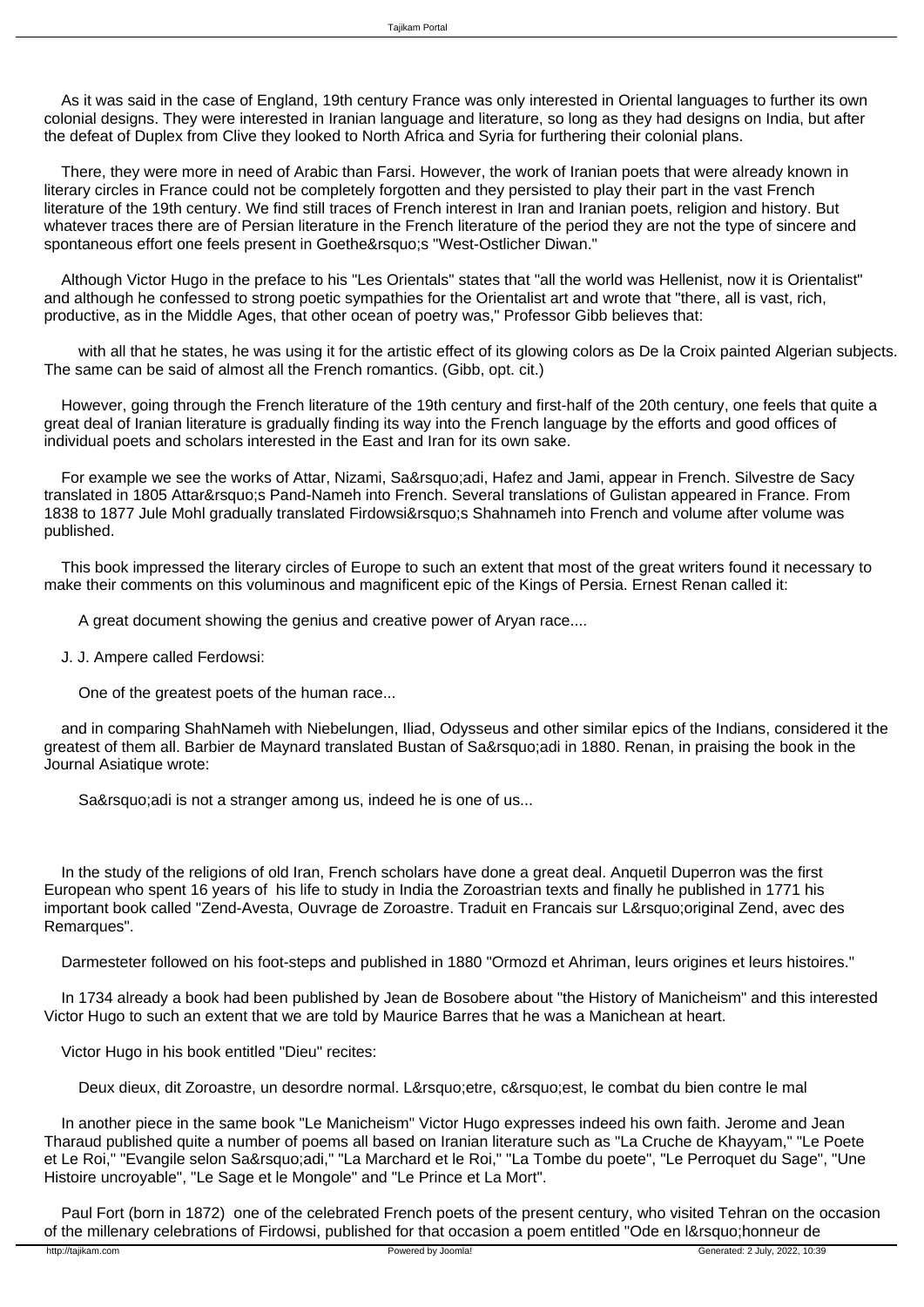As it was said in the case of England, 19th century France was only interested in Oriental languages to further its own colonial designs. They were interested in Iranian language and literature, so long as they had designs on India, but after the defeat of Duplex from Clive they looked to North Africa and Syria for furthering their colonial plans.

There, they were more in need of Arabic than Farsi. However, the work of Iranian poets that were already known in literary circles in France could not be completely forgotten and they persisted to play their part in the vast French literature of the 19th century. We find still traces of French interest in Iran and Iranian poets, religion and history. But whatever traces there are of Persian literature in the French literature of the period they are not the type of sincere and spontaneous effort one feels present in Goethe&rsquo;s "West-Ostlicher Diwan."

Although Victor Hugo in the preface to his "Les Orientals" states that "all the world was Hellenist, now it is Orientalist" and although he confessed to strong poetic sympathies for the Orientalist art and wrote that "there, all is vast, rich, productive, as in the Middle Ages, that other ocean of poetry was," Professor Gibb believes that:

> with all that he states, he was using it for the artistic effect of its glowing colors as De la Croix painted Algerian subjects. The same can be said of almost all the French romantics. (Gibb, opt. cit.)

However, going through the French literature of the 19th century and first-half of the 20th century, one feels that quite a great deal of Iranian literature is gradually finding its way into the French language by the efforts and good offices of individual poets and scholars interested in the East and Iran for its own sake.

For example we see the works of Attar, Nizami, Sa&rsquo;adi, Hafez and Jami, appear in French. Silvestre de Sacy translated in 1805 Attar&rsquo;s Pand-Nameh into French. Several translations of Gulistan appeared in France. From 1838 to 1877 Jule Mohl gradually translated Firdowsi&rsquo;s Shahnameh into French and volume after volume was published.

This book impressed the literary circles of Europe to such an extent that most of the great writers found it necessary to make their comments on this voluminous and magnificent epic of the Kings of Persia. Ernest Renan called it:

> A great document showing the genius and creative power of Aryan race....

J. J. Ampere called Ferdowsi:

> One of the greatest poets of the human race...

and in comparing ShahNameh with Niebelungen, Iliad, Odysseus and other similar epics of the Indians, considered it the greatest of them all. Barbier de Maynard translated Bustan of Sa&rsquo;adi in 1880. Renan, in praising the book in the Journal Asiatique wrote:

> Sa&rsquo;adi is not a stranger among us, indeed he is one of us...

In the study of the religions of old Iran, French scholars have done a great deal. Anquetil Duperron was the first European who spent 16 years of his life to study in India the Zoroastrian texts and finally he published in 1771 his important book called "Zend-Avesta, Ouvrage de Zoroastre. Traduit en Francais sur L&rsquo;original Zend, avec des Remarques".

Darmesteter followed on his foot-steps and published in 1880 "Ormozd et Ahriman, leurs origines et leurs histoires."

In 1734 already a book had been published by Jean de Bosobere about "the History of Manicheism" and this interested Victor Hugo to such an extent that we are told by Maurice Barres that he was a Manichean at heart.

Victor Hugo in his book entitled "Dieu" recites:

> Deux dieux, dit Zoroastre, un desordre normal. L&rsquo;etre, c&rsquo;est, le combat du bien contre le mal

In another piece in the same book "Le Manicheism" Victor Hugo expresses indeed his own faith. Jerome and Jean Tharaud published quite a number of poems all based on Iranian literature such as "La Cruche de Khayyam," "Le Poete et Le Roi," "Evangile selon Sa&rsquo;adi," "La Marchard et le Roi," "La Tombe du poete", "Le Perroquet du Sage", "Une Histoire uncroyable", "Le Sage et le Mongole" and "Le Prince et La Mort".

Paul Fort (born in 1872) one of the celebrated French poets of the present century, who visited Tehran on the occasion of the millenary celebrations of Firdowsi, published for that occasion a poem entitled "Ode en l&rsquo;honneur de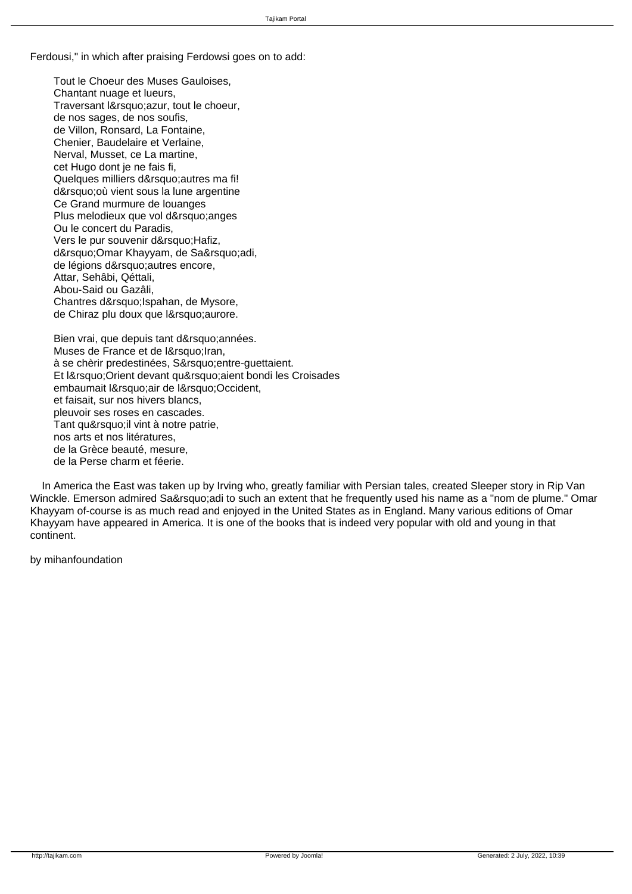Ferdousi," in which after praising Ferdowsi goes on to add:

Tout le Choeur des Muses Gauloises,  
Chantant nuage et lueurs,  
Traversant l&rsquo;azur, tout le choeur,  
de nos sages, de nos soufis,  
de Villon, Ronsard, La Fontaine,  
Chenier, Baudelaire et Verlaine,  
Nerval, Musset, ce La martine,  
cet Hugo dont je ne fais fi,  
Quelques milliers d&rsquo;autres ma fi!  
d&rsquo;où vient sous la lune argentine  
Ce Grand murmure de louanges  
Plus melodieux que vol d&rsquo;anges  
Ou le concert du Paradis,  
Vers le pur souvenir d&rsquo;Hafiz,  
d&rsquo;Omar Khayyam, de Sa&rsquo;adi,  
de légions d&rsquo;autres encore,  
Attar, Sehâbi, Qéttali,  
Abou-Said ou Gazâli,  
Chantres d&rsquo;Ispahan, de Mysore,  
de Chiraz plu doux que l&rsquo;aurore.

Bien vrai, que depuis tant d&rsquo;années.  
Muses de France et de l&rsquo;Iran,  
à se chèrir predestinées, S&rsquo;entre-guettaient.  
Et l&rsquo;Orient devant qu&rsquo;aient bondi les Croisades  
embaumait l&rsquo;air de l&rsquo;Occident,  
et faisait, sur nos hivers blancs,  
pleuvoir ses roses en cascades.  
Tant qu&rsquo;il vint à notre patrie,  
nos arts et nos litératures,  
de la Grèce beauté, mesure,  
de la Perse charm et féerie.

In America the East was taken up by Irving who, greatly familiar with Persian tales, created Sleeper story in Rip Van Winckle. Emerson admired Sa&rsquo;adi to such an extent that he frequently used his name as a "nom de plume." Omar Khayyam of-course is as much read and enjoyed in the United States as in England. Many various editions of Omar Khayyam have appeared in America. It is one of the books that is indeed very popular with old and young in that continent.

by mihanfoundation